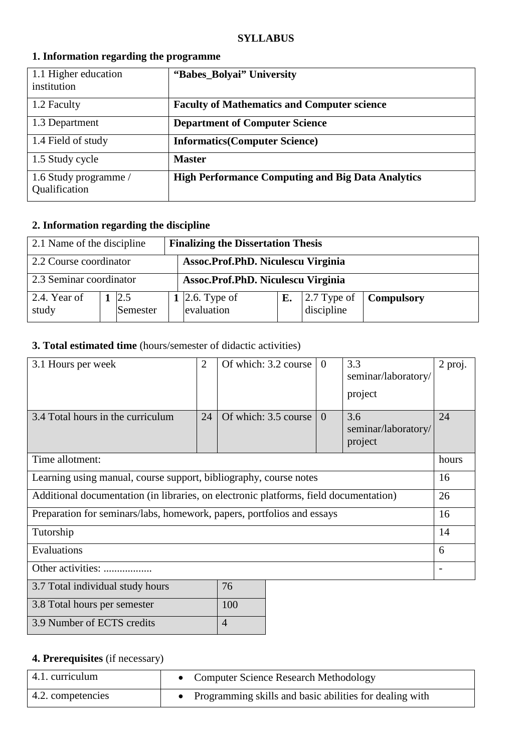**SYLLABUS**

## 1. Information regarding the programme

| | |
|---|---|
| 1.1 Higher education institution | **"Babes_Bolyai" University** |
| 1.2 Faculty | **Faculty of Mathematics and Computer science** |
| 1.3 Department | **Department of Computer Science** |
| 1.4 Field of study | **Informatics(Computer Science)** |
| 1.5 Study cycle | **Master** |
| 1.6 Study programme / Qualification | **High Performance Computing and Big Data Analytics** |

## 2. Information regarding the discipline

| | | | | | | | |
|---|---|---|---|---|---|---|---|
| 2.1 Name of the discipline | | | **Finalizing the Dissertation Thesis** | | | | |
| 2.2 Course coordinator | | | **Assoc.Prof.PhD. Niculescu Virginia** | | | | |
| 2.3 Seminar coordinator | | | **Assoc.Prof.PhD. Niculescu Virginia** | | | | |
| 2.4. Year of study | **1** | 2.5 Semester | **1** | 2.6. Type of evaluation | **E.** | 2.7 Type of discipline | **Compulsory** |

## 3. Total estimated time (hours/semester of didactic activities)

| | | | | | |
|---|---|---|---|---|---|
| 3.1 Hours per week | 2 | Of which: 3.2 course | 0 | 3.3 seminar/laboratory/ project | 2 proj. |
| 3.4 Total hours in the curriculum | 24 | Of which: 3.5 course | 0 | 3.6 seminar/laboratory/ project | 24 |

| Time allotment: | hours |
|---|---|
| Learning using manual, course support, bibliography, course notes | 16 |
| Additional documentation (in libraries, on electronic platforms, field documentation) | 26 |
| Preparation for seminars/labs, homework, papers, portfolios and essays | 16 |
| Tutorship | 14 |
| Evaluations | 6 |
| Other activities: .................. | - |

| | |
|---|---|
| 3.7 Total individual study hours | 76 |
| 3.8 Total hours per semester | 100 |
| 3.9 Number of ECTS credits | 4 |

## 4. Prerequisites (if necessary)

| | |
|---|---|
| 4.1. curriculum | • Computer Science Research Methodology |
| 4.2. competencies | • Programming skills and basic abilities for dealing with |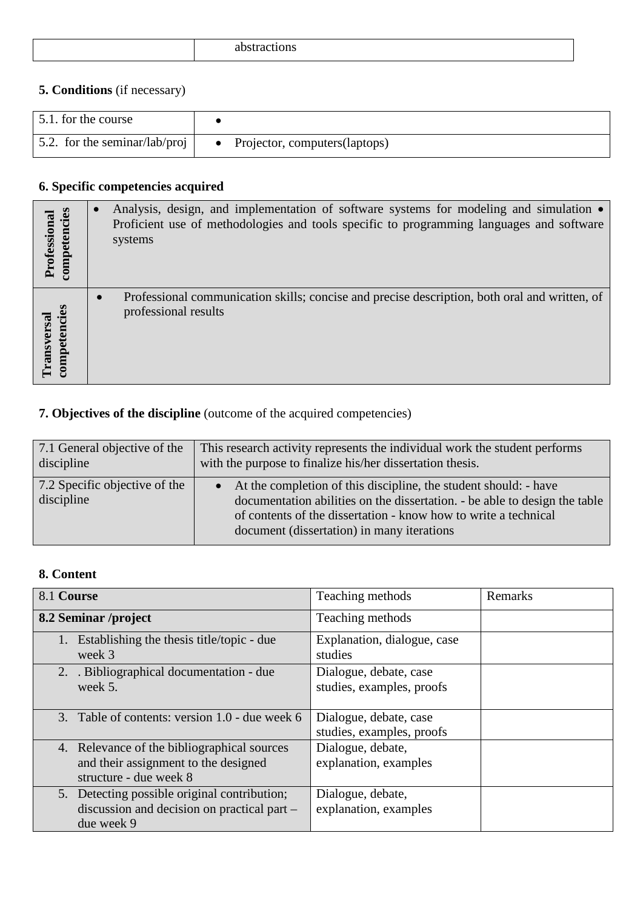| | abstractions |
|---|---|

**5. Conditions** (if necessary)

| 5.1. for the course | • |
|---|---|
| 5.2. for the seminar/lab/proj | • Projector, computers(laptops) |

**6. Specific competencies acquired**

| | |
|---|---|
| **Professional competencies** | • Analysis, design, and implementation of software systems for modeling and simulation • Proficient use of methodologies and tools specific to programming languages and software systems |
| **Transversal competencies** | • Professional communication skills; concise and precise description, both oral and written, of professional results |

**7. Objectives of the discipline** (outcome of the acquired competencies)

| 7.1 General objective of the discipline | This research activity represents the individual work the student performs with the purpose to finalize his/her dissertation thesis. |
|---|---|
| 7.2 Specific objective of the discipline | • At the completion of this discipline, the student should: - have documentation abilities on the dissertation. - be able to design the table of contents of the dissertation - know how to write a technical document (dissertation) in many iterations |

**8. Content**

| 8.1 **Course** | Teaching methods | Remarks |
|---|---|---|
| **8.2 Seminar /project** | Teaching methods | |
| 1. Establishing the thesis title/topic - due week 3 | Explanation, dialogue, case studies | |
| 2. . Bibliographical documentation - due week 5. | Dialogue, debate, case studies, examples, proofs | |
| 3. Table of contents: version 1.0 - due week 6 | Dialogue, debate, case studies, examples, proofs | |
| 4. Relevance of the bibliographical sources and their assignment to the designed structure - due week 8 | Dialogue, debate, explanation, examples | |
| 5. Detecting possible original contribution; discussion and decision on practical part – due week 9 | Dialogue, debate, explanation, examples | |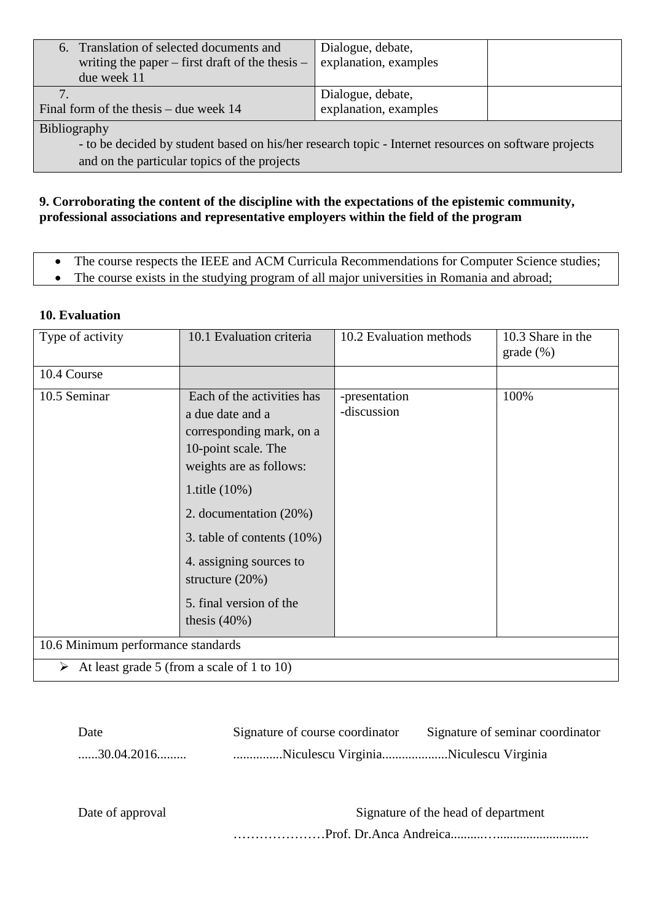| | | |
|---|---|---|
| 6. Translation of selected documents and writing the paper – first draft of the thesis – due week 11 | Dialogue, debate, explanation, examples | |
| 7. Final form of the thesis – due week 14 | Dialogue, debate, explanation, examples | |
| Bibliography<br>- to be decided by student based on his/her research topic - Internet resources on software projects and on the particular topics of the projects | | |

**9. Corroborating the content of the discipline with the expectations of the epistemic community, professional associations and representative employers within the field of the program**

- The course respects the IEEE and ACM Curricula Recommendations for Computer Science studies;
- The course exists in the studying program of all major universities in Romania and abroad;

**10. Evaluation**

| Type of activity | 10.1 Evaluation criteria | 10.2 Evaluation methods | 10.3 Share in the grade (%) |
|---|---|---|---|
| 10.4 Course | | | |
| 10.5 Seminar | Each of the activities has a due date and a corresponding mark, on a 10-point scale. The weights are as follows:<br>1.title (10%)<br>2. documentation (20%)<br>3. table of contents (10%)<br>4. assigning sources to structure (20%)<br>5. final version of the thesis (40%) | -presentation<br>-discussion | 100% |
| 10.6 Minimum performance standards | | | |
| ➢ At least grade 5 (from a scale of 1 to 10) | | | |

Date ......30.04.2016.........

Signature of course coordinator ...............Niculescu Virginia

Signature of seminar coordinator ....................Niculescu Virginia

Date of approval

Signature of the head of department …………………Prof. Dr.Anca Andreica..........…...........................